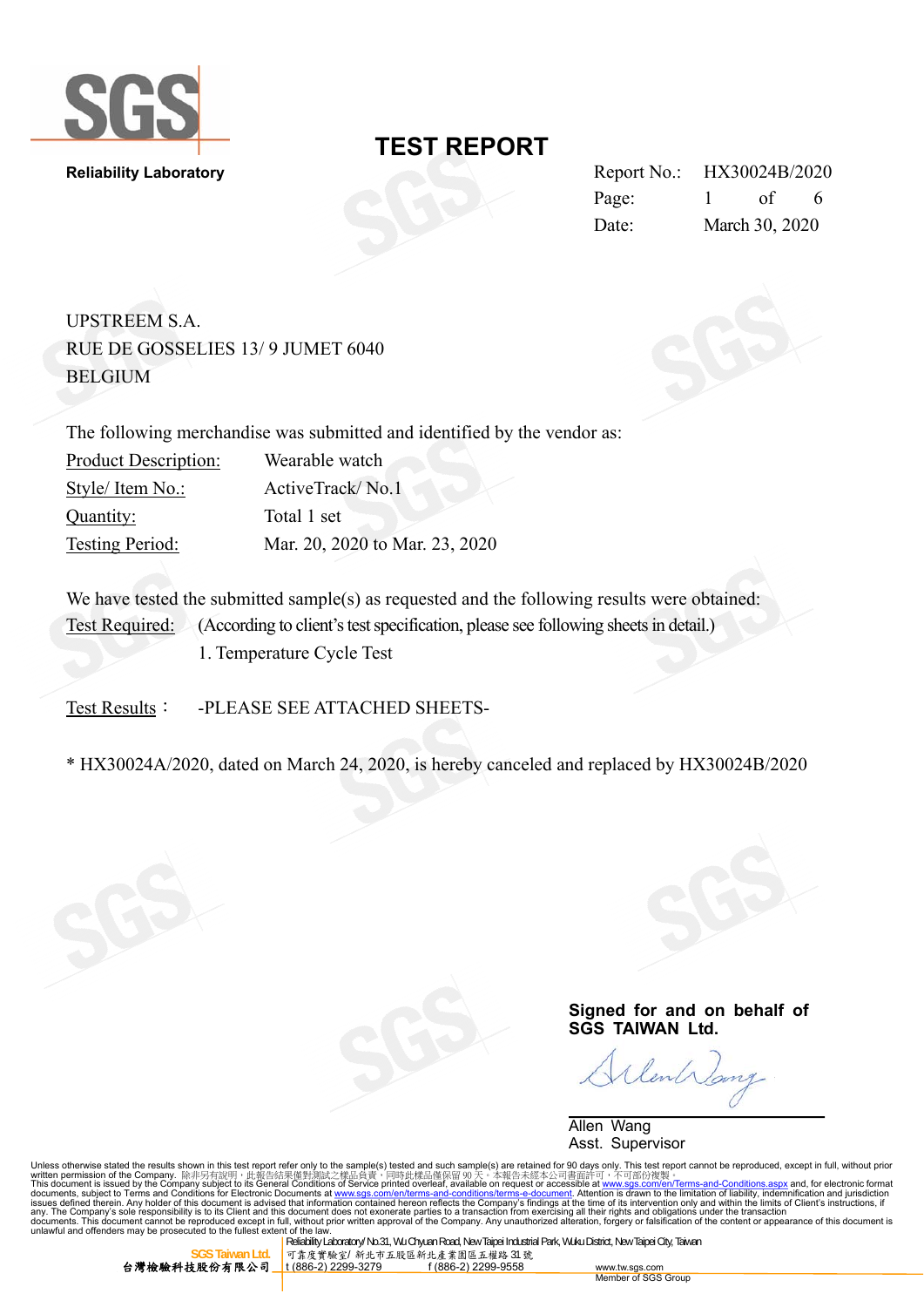SGS

**Reliability Laboratory**

# TEST REPORT

| | |
|---|---|
| Report No.: | HX30024B/2020 |
| Page: | 1 of 6 |
| Date: | March 30, 2020 |

UPSTREEM S.A.
RUE DE GOSSELIES 13/ 9 JUMET 6040
BELGIUM

The following merchandise was submitted and identified by the vendor as:

| | |
|---|---|
| Product Description: | Wearable watch |
| Style/ Item No.: | ActiveTrack/ No.1 |
| Quantity: | Total 1 set |
| Testing Period: | Mar. 20, 2020 to Mar. 23, 2020 |

We have tested the submitted sample(s) as requested and the following results were obtained:

Test Required: (According to client's test specification, please see following sheets in detail.)

1. Temperature Cycle Test

Test Results： -PLEASE SEE ATTACHED SHEETS-

* HX30024A/2020, dated on March 24, 2020, is hereby canceled and replaced by HX30024B/2020

**Signed for and on behalf of SGS TAIWAN Ltd.**

Allen Wang
Asst. Supervisor

Unless otherwise stated the results shown in this test report refer only to the sample(s) tested and such sample(s) are retained for 90 days only. This test report cannot be reproduced, except in full, without prior written permission of the Company. 除非另有說明，此報告結果僅對測試之樣品負責，同時此樣品僅保留 90 天。本報告未經本公司書面許可，不可部份複製。
This document is issued by the Company subject to its General Conditions of Service printed overleaf, available on request or accessible at www.sgs.com/en/Terms-and-Conditions.aspx and, for electronic format documents, subject to Terms and Conditions for Electronic Documents at www.sgs.com/en/terms-and-conditions/terms-e-document. Attention is drawn to the limitation of liability, indemnification and jurisdiction issues defined therein. Any holder of this document is advised that information contained hereon reflects the Company's findings at the time of its intervention only and within the limits of Client's instructions, if any. The Company's sole responsibility is to its Client and this document does not exonerate parties to a transaction from exercising all their rights and obligations under the transaction documents. This document cannot be reproduced except in full, without prior written approval of the Company. Any unauthorized alteration, forgery or falsification of the content or appearance of this document is unlawful and offenders may be prosecuted to the fullest extent of the law.

SGS Taiwan Ltd. 台灣檢驗科技股份有限公司 | Reliability Laboratory/ No.31, Wu Chyuan Road, New Taipei Industrial Park, Wuku District, New Taipei City, Taiwan 可靠度實驗室/ 新北市五股區新北產業園區五權路 31 號 | t (886-2) 2299-3279 f (886-2) 2299-9558 www.tw.sgs.com

Member of SGS Group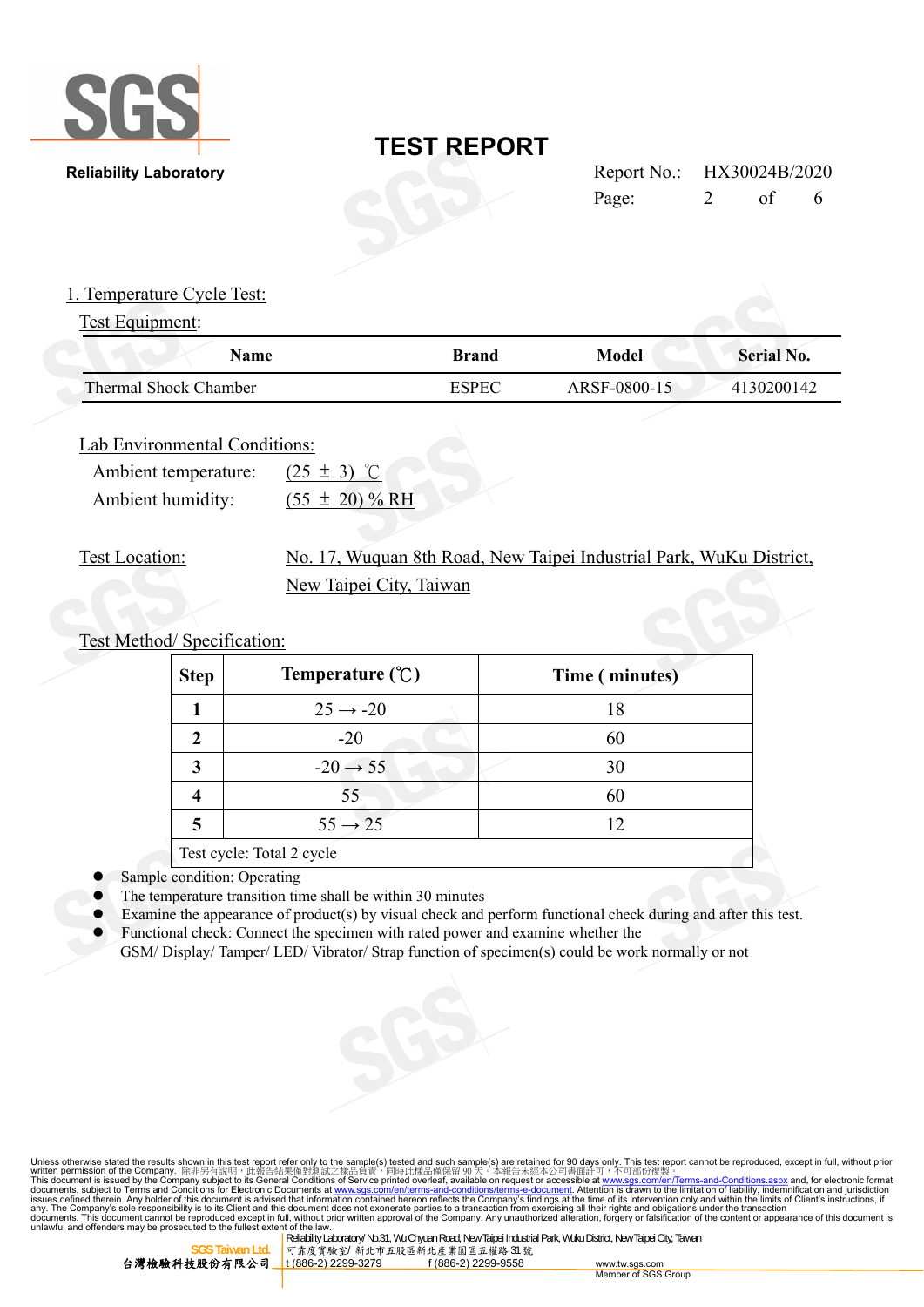# TEST REPORT

Report No.: HX30024B/2020

## 1. Temperature Cycle Test:

Test Equipment:

| Name | Brand | Model | Serial No. |
|---|---|---|---|
| Thermal Shock Chamber | ESPEC | ARSF-0800-15 | 4130200142 |

Lab Environmental Conditions:

Ambient temperature: (25 ± 3) ℃

Ambient humidity: (55 ± 20) % RH

Test Location: No. 17, Wuquan 8th Road, New Taipei Industrial Park, WuKu District, New Taipei City, Taiwan

Test Method/ Specification:

| Step | Temperature (℃) | Time ( minutes) |
|---|---|---|
| 1 | 25 → -20 | 18 |
| 2 | -20 | 60 |
| 3 | -20 → 55 | 30 |
| 4 | 55 | 60 |
| 5 | 55 → 25 | 12 |
| Test cycle: Total 2 cycle | | |

- Sample condition: Operating
- The temperature transition time shall be within 30 minutes
- Examine the appearance of product(s) by visual check and perform functional check during and after this test.
- Functional check: Connect the specimen with rated power and examine whether the GSM/ Display/ Tamper/ LED/ Vibrator/ Strap function of specimen(s) could be work normally or not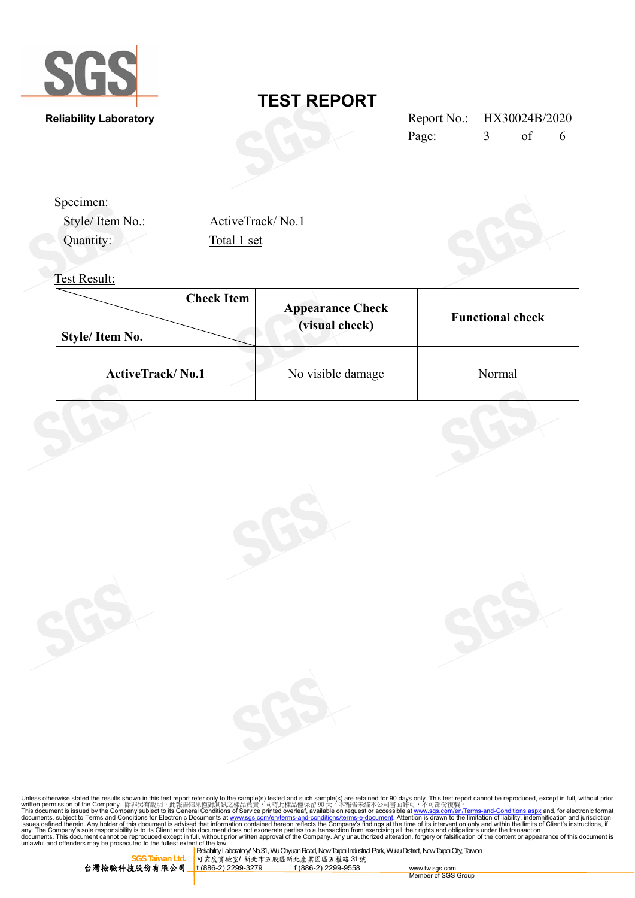# TEST REPORT

Reliability Laboratory

Report No.: HX30024B/2020

Specimen:

Style/ Item No.: ActiveTrack/ No.1

Quantity: Total 1 set

Test Result:

| Check Item / Style/ Item No. | Appearance Check (visual check) | Functional check |
|---|---|---|
| **ActiveTrack/ No.1** | No visible damage | Normal |

Unless otherwise stated the results shown in this test report refer only to the sample(s) tested and such sample(s) are retained for 90 days only. This test report cannot be reproduced, except in full, without prior written permission of the Company. 除非另有說明，此報告結果僅對測試之樣品負責，同時此樣品僅保留 90 天。本報告未經本公司書面許可，不可部份複製。
This document is issued by the Company subject to its General Conditions of Service printed overleaf, available on request or accessible at www.sgs.com/en/Terms-and-Conditions.aspx and, for electronic format documents, subject to Terms and Conditions for Electronic Documents at www.sgs.com/en/terms-and-conditions/terms-e-document. Attention is drawn to the limitation of liability, indemnification and jurisdiction issues defined therein. Any holder of this document is advised that information contained hereon reflects the Company's findings at the time of its intervention only and within the limits of Client's instructions, if any. The Company's sole responsibility is to its Client and this document does not exonerate parties to a transaction from exercising all their rights and obligations under the transaction documents. This document cannot be reproduced except in full, without prior written approval of the Company. Any unauthorized alteration, forgery or falsification of the content or appearance of this document is unlawful and offenders may be prosecuted to the fullest extent of the law.

SGS Taiwan Ltd. 台灣檢驗科技股份有限公司 | Reliability Laboratory/ No.31, Wu Chyuan Road, New Taipei Industrial Park, Wuku District, New Taipei City, Taiwan 可靠度實驗室/ 新北市五股區新北產業園區五權路 31 號 | t (886-2) 2299-3279 f (886-2) 2299-9558 | www.tw.sgs.com Member of SGS Group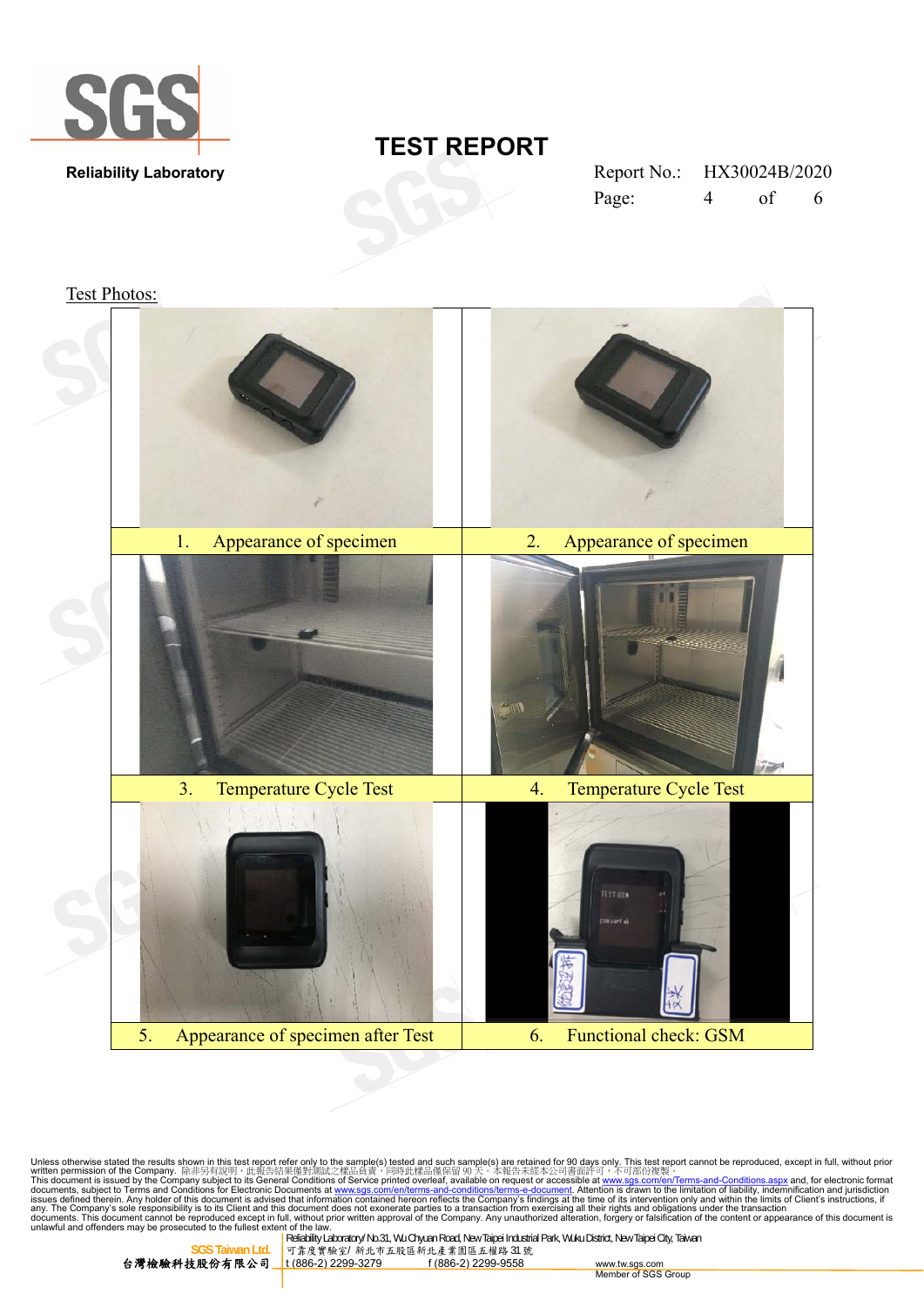Test Photos:

| 1. Appearance of specimen | 2. Appearance of specimen |
| --- | --- |
| 3. Temperature Cycle Test | 4. Temperature Cycle Test |
| 5. Appearance of specimen after Test | 6. Functional check: GSM |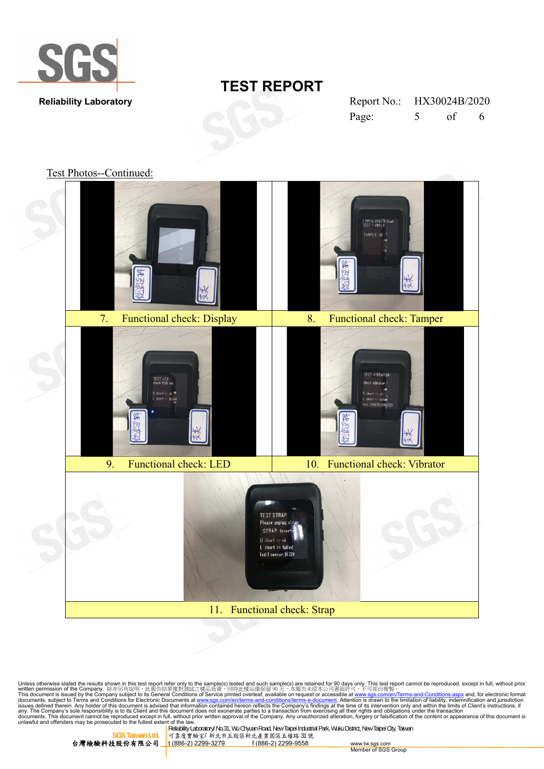Test Photos--Continued:

| 7. Functional check: Display | 8. Functional check: Tamper |
|---|---|
| 9. Functional check: LED | 10. Functional check: Vibrator |
| 11. Functional check: Strap | |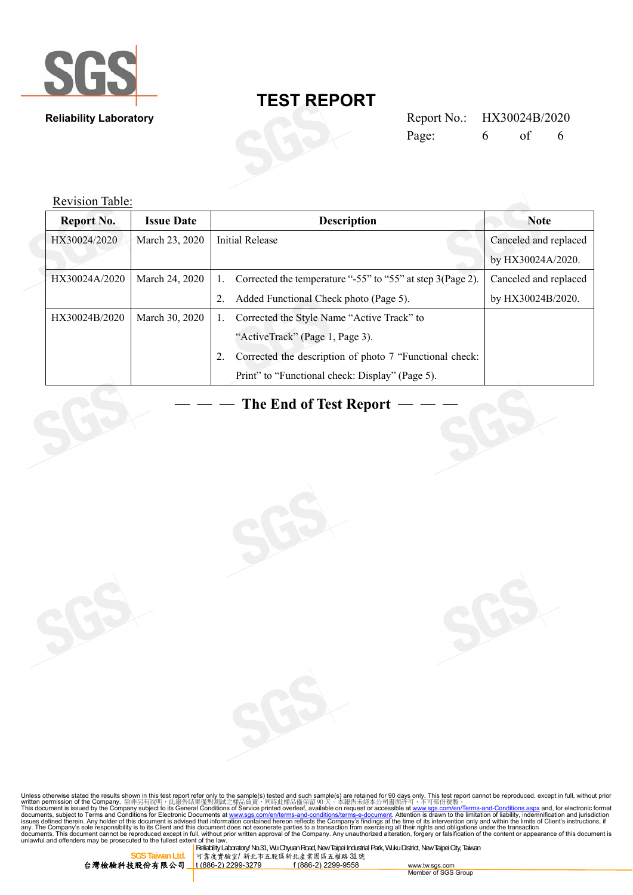Revision Table:

| Report No. | Issue Date | Description | Note |
|---|---|---|---|
| HX30024/2020 | March 23, 2020 | Initial Release | Canceled and replaced by HX30024A/2020. |
| HX30024A/2020 | March 24, 2020 | 1. Corrected the temperature "-55" to "55" at step 3(Page 2).<br>2. Added Functional Check photo (Page 5). | Canceled and replaced by HX30024B/2020. |
| HX30024B/2020 | March 30, 2020 | 1. Corrected the Style Name "Active Track" to "ActiveTrack" (Page 1, Page 3).<br>2. Corrected the description of photo 7 "Functional check: Print" to "Functional check: Display" (Page 5). | |

**— — — The End of Test Report — — —**